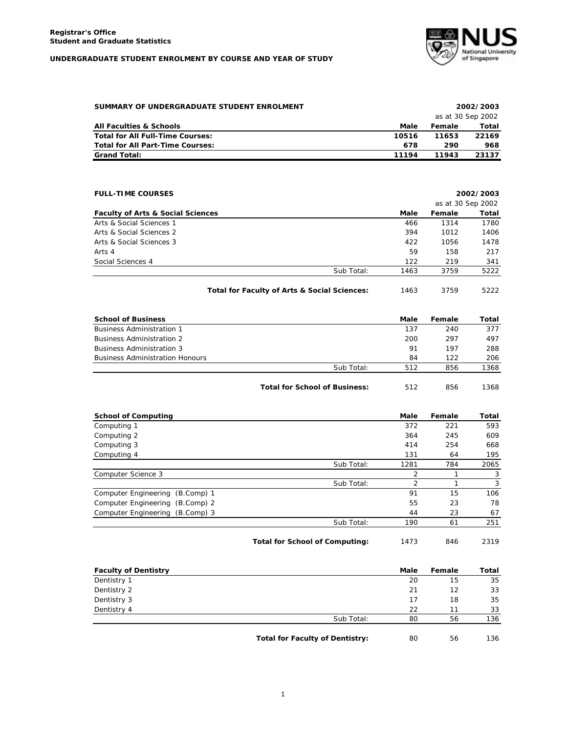**Registrar's Office**
**Student and Graduate Statistics**

**UNDERGRADUATE STUDENT ENROLMENT BY COURSE AND YEAR OF STUDY**

| **SUMMARY OF UNDERGRADUATE STUDENT ENROLMENT** | | | **2002/2003** |
|---|---|---|---|
| | | as at 30 Sep 2002 | |
| **All Faculties & Schools** | **Male** | **Female** | **Total** |
| **Total for All Full-Time Courses:** | **10516** | **11653** | **22169** |
| **Total for All Part-Time Courses:** | **678** | **290** | **968** |
| **Grand Total:** | **11194** | **11943** | **23137** |

| **FULL-TIME COURSES** | | | | **2002/2003** |
|---|---|---|---|---|
| | | | as at 30 Sep 2002 | |
| **Faculty of Arts & Social Sciences** | | **Male** | **Female** | **Total** |
| Arts & Social Sciences 1 | | 466 | 1314 | 1780 |
| Arts & Social Sciences 2 | | 394 | 1012 | 1406 |
| Arts & Social Sciences 3 | | 422 | 1056 | 1478 |
| Arts 4 | | 59 | 158 | 217 |
| Social Sciences 4 | | 122 | 219 | 341 |
| | Sub Total: | 1463 | 3759 | 5222 |
| | **Total for Faculty of Arts & Social Sciences:** | 1463 | 3759 | 5222 |

| **School of Business** | | **Male** | **Female** | **Total** |
|---|---|---|---|---|
| Business Administration 1 | | 137 | 240 | 377 |
| Business Administration 2 | | 200 | 297 | 497 |
| Business Administration 3 | | 91 | 197 | 288 |
| Business Administration Honours | | 84 | 122 | 206 |
| | Sub Total: | 512 | 856 | 1368 |
| | **Total for School of Business:** | 512 | 856 | 1368 |

| **School of Computing** | | **Male** | **Female** | **Total** |
|---|---|---|---|---|
| Computing 1 | | 372 | 221 | 593 |
| Computing 2 | | 364 | 245 | 609 |
| Computing 3 | | 414 | 254 | 668 |
| Computing 4 | | 131 | 64 | 195 |
| | Sub Total: | 1281 | 784 | 2065 |
| Computer Science 3 | | 2 | 1 | 3 |
| | Sub Total: | 2 | 1 | 3 |
| Computer Engineering (B.Comp) 1 | | 91 | 15 | 106 |
| Computer Engineering (B.Comp) 2 | | 55 | 23 | 78 |
| Computer Engineering (B.Comp) 3 | | 44 | 23 | 67 |
| | Sub Total: | 190 | 61 | 251 |
| | **Total for School of Computing:** | 1473 | 846 | 2319 |

| **Faculty of Dentistry** | | **Male** | **Female** | **Total** |
|---|---|---|---|---|
| Dentistry 1 | | 20 | 15 | 35 |
| Dentistry 2 | | 21 | 12 | 33 |
| Dentistry 3 | | 17 | 18 | 35 |
| Dentistry 4 | | 22 | 11 | 33 |
| | Sub Total: | 80 | 56 | 136 |
| | **Total for Faculty of Dentistry:** | 80 | 56 | 136 |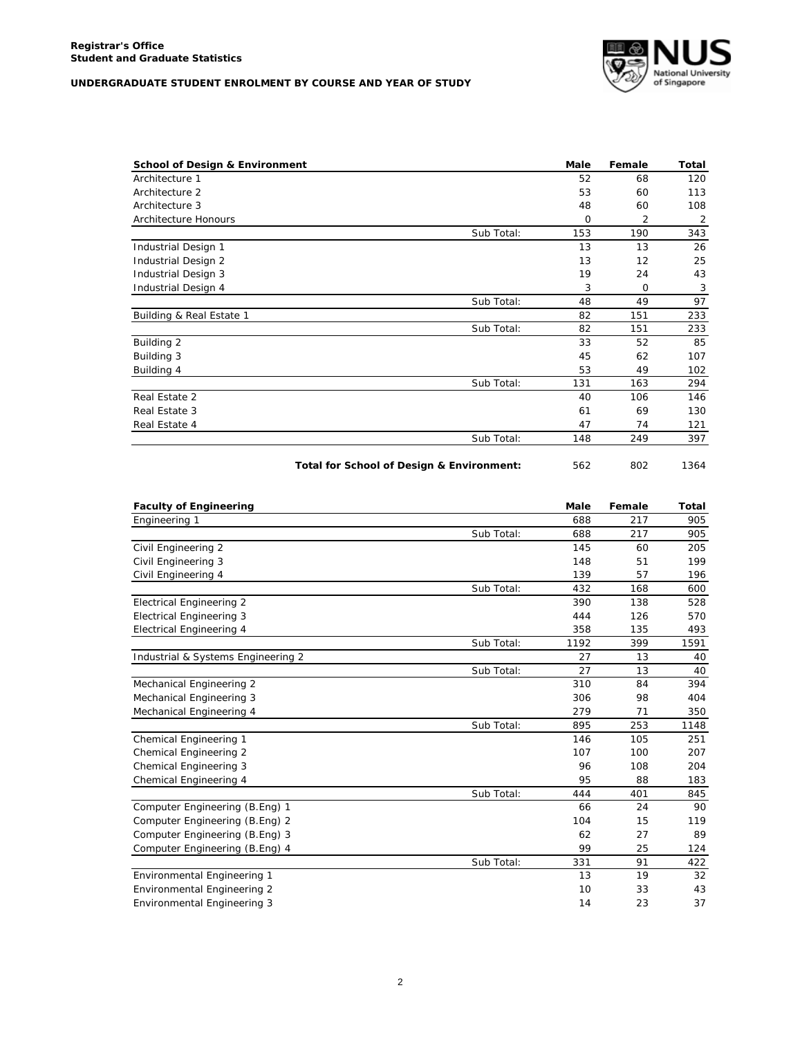**Registrar's Office**
**Student and Graduate Statistics**

**UNDERGRADUATE STUDENT ENROLMENT BY COURSE AND YEAR OF STUDY**

| School of Design & Environment | | Male | Female | Total |
|---|---|---|---|---|
| Architecture 1 | | 52 | 68 | 120 |
| Architecture 2 | | 53 | 60 | 113 |
| Architecture 3 | | 48 | 60 | 108 |
| Architecture Honours | | 0 | 2 | 2 |
| | Sub Total: | 153 | 190 | 343 |
| Industrial Design 1 | | 13 | 13 | 26 |
| Industrial Design 2 | | 13 | 12 | 25 |
| Industrial Design 3 | | 19 | 24 | 43 |
| Industrial Design 4 | | 3 | 0 | 3 |
| | Sub Total: | 48 | 49 | 97 |
| Building & Real Estate 1 | | 82 | 151 | 233 |
| | Sub Total: | 82 | 151 | 233 |
| Building 2 | | 33 | 52 | 85 |
| Building 3 | | 45 | 62 | 107 |
| Building 4 | | 53 | 49 | 102 |
| | Sub Total: | 131 | 163 | 294 |
| Real Estate 2 | | 40 | 106 | 146 |
| Real Estate 3 | | 61 | 69 | 130 |
| Real Estate 4 | | 47 | 74 | 121 |
| | Sub Total: | 148 | 249 | 397 |
| | **Total for School of Design & Environment:** | 562 | 802 | 1364 |

| Faculty of Engineering | | Male | Female | Total |
|---|---|---|---|---|
| Engineering 1 | | 688 | 217 | 905 |
| | Sub Total: | 688 | 217 | 905 |
| Civil Engineering 2 | | 145 | 60 | 205 |
| Civil Engineering 3 | | 148 | 51 | 199 |
| Civil Engineering 4 | | 139 | 57 | 196 |
| | Sub Total: | 432 | 168 | 600 |
| Electrical Engineering 2 | | 390 | 138 | 528 |
| Electrical Engineering 3 | | 444 | 126 | 570 |
| Electrical Engineering 4 | | 358 | 135 | 493 |
| | Sub Total: | 1192 | 399 | 1591 |
| Industrial & Systems Engineering 2 | | 27 | 13 | 40 |
| | Sub Total: | 27 | 13 | 40 |
| Mechanical Engineering 2 | | 310 | 84 | 394 |
| Mechanical Engineering 3 | | 306 | 98 | 404 |
| Mechanical Engineering 4 | | 279 | 71 | 350 |
| | Sub Total: | 895 | 253 | 1148 |
| Chemical Engineering 1 | | 146 | 105 | 251 |
| Chemical Engineering 2 | | 107 | 100 | 207 |
| Chemical Engineering 3 | | 96 | 108 | 204 |
| Chemical Engineering 4 | | 95 | 88 | 183 |
| | Sub Total: | 444 | 401 | 845 |
| Computer Engineering (B.Eng) 1 | | 66 | 24 | 90 |
| Computer Engineering (B.Eng) 2 | | 104 | 15 | 119 |
| Computer Engineering (B.Eng) 3 | | 62 | 27 | 89 |
| Computer Engineering (B.Eng) 4 | | 99 | 25 | 124 |
| | Sub Total: | 331 | 91 | 422 |
| Environmental Engineering 1 | | 13 | 19 | 32 |
| Environmental Engineering 2 | | 10 | 33 | 43 |
| Environmental Engineering 3 | | 14 | 23 | 37 |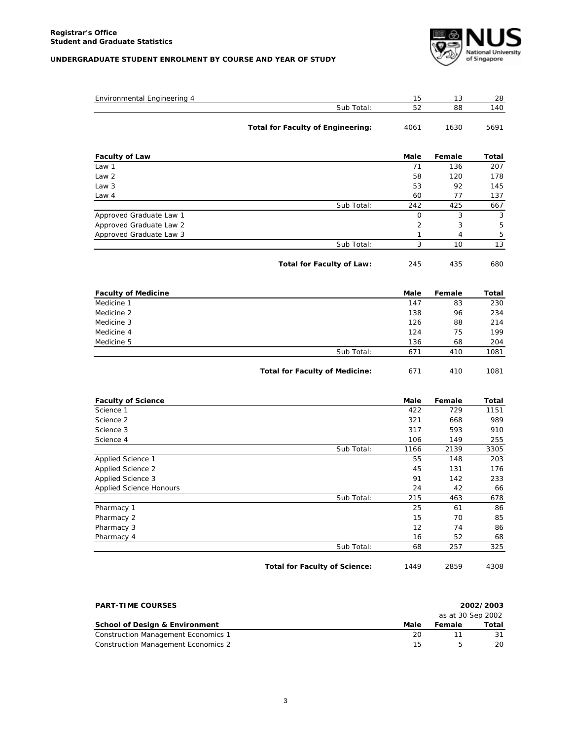**Registrar's Office**
**Student and Graduate Statistics**

**UNDERGRADUATE STUDENT ENROLMENT BY COURSE AND YEAR OF STUDY**

| | | | |
|---|---|---|---|
| Environmental Engineering 4 | 15 | 13 | 28 |
| Sub Total: | 52 | 88 | 140 |
| **Total for Faculty of Engineering:** | 4061 | 1630 | 5691 |

| **Faculty of Law** | **Male** | **Female** | **Total** |
|---|---|---|---|
| Law 1 | 71 | 136 | 207 |
| Law 2 | 58 | 120 | 178 |
| Law 3 | 53 | 92 | 145 |
| Law 4 | 60 | 77 | 137 |
| Sub Total: | 242 | 425 | 667 |
| Approved Graduate Law 1 | 0 | 3 | 3 |
| Approved Graduate Law 2 | 2 | 3 | 5 |
| Approved Graduate Law 3 | 1 | 4 | 5 |
| Sub Total: | 3 | 10 | 13 |
| **Total for Faculty of Law:** | 245 | 435 | 680 |

| **Faculty of Medicine** | **Male** | **Female** | **Total** |
|---|---|---|---|
| Medicine 1 | 147 | 83 | 230 |
| Medicine 2 | 138 | 96 | 234 |
| Medicine 3 | 126 | 88 | 214 |
| Medicine 4 | 124 | 75 | 199 |
| Medicine 5 | 136 | 68 | 204 |
| Sub Total: | 671 | 410 | 1081 |
| **Total for Faculty of Medicine:** | 671 | 410 | 1081 |

| **Faculty of Science** | **Male** | **Female** | **Total** |
|---|---|---|---|
| Science 1 | 422 | 729 | 1151 |
| Science 2 | 321 | 668 | 989 |
| Science 3 | 317 | 593 | 910 |
| Science 4 | 106 | 149 | 255 |
| Sub Total: | 1166 | 2139 | 3305 |
| Applied Science 1 | 55 | 148 | 203 |
| Applied Science 2 | 45 | 131 | 176 |
| Applied Science 3 | 91 | 142 | 233 |
| Applied Science Honours | 24 | 42 | 66 |
| Sub Total: | 215 | 463 | 678 |
| Pharmacy 1 | 25 | 61 | 86 |
| Pharmacy 2 | 15 | 70 | 85 |
| Pharmacy 3 | 12 | 74 | 86 |
| Pharmacy 4 | 16 | 52 | 68 |
| Sub Total: | 68 | 257 | 325 |
| **Total for Faculty of Science:** | 1449 | 2859 | 4308 |

**PART-TIME COURSES** — **2002/2003**, as at 30 Sep 2002

| **School of Design & Environment** | **Male** | **Female** | **Total** |
|---|---|---|---|
| Construction Management Economics 1 | 20 | 11 | 31 |
| Construction Management Economics 2 | 15 | 5 | 20 |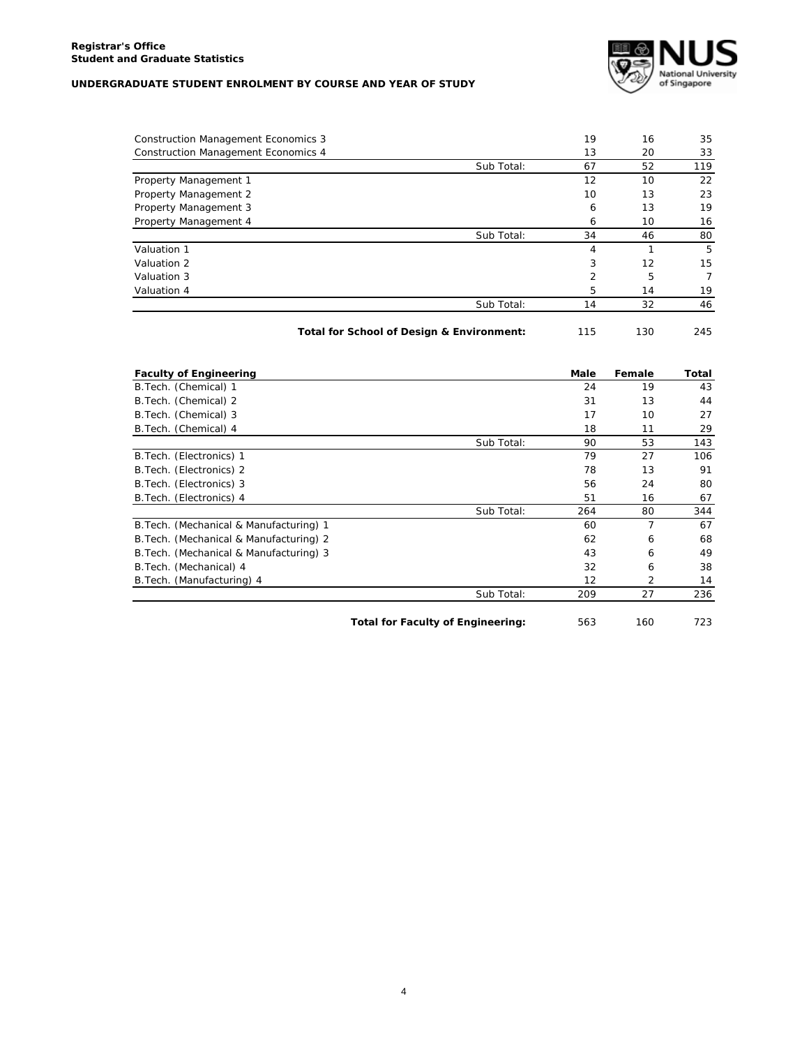**Registrar's Office**
**Student and Graduate Statistics**

**UNDERGRADUATE STUDENT ENROLMENT BY COURSE AND YEAR OF STUDY**

| | | Male | Female | Total |
|---|---|---|---|---|
| Construction Management Economics 3 | | 19 | 16 | 35 |
| Construction Management Economics 4 | | 13 | 20 | 33 |
| | Sub Total: | 67 | 52 | 119 |
| Property Management 1 | | 12 | 10 | 22 |
| Property Management 2 | | 10 | 13 | 23 |
| Property Management 3 | | 6 | 13 | 19 |
| Property Management 4 | | 6 | 10 | 16 |
| | Sub Total: | 34 | 46 | 80 |
| Valuation 1 | | 4 | 1 | 5 |
| Valuation 2 | | 3 | 12 | 15 |
| Valuation 3 | | 2 | 5 | 7 |
| Valuation 4 | | 5 | 14 | 19 |
| | Sub Total: | 14 | 32 | 46 |
| | **Total for School of Design & Environment:** | 115 | 130 | 245 |

| **Faculty of Engineering** | | **Male** | **Female** | **Total** |
|---|---|---|---|---|
| B.Tech. (Chemical) 1 | | 24 | 19 | 43 |
| B.Tech. (Chemical) 2 | | 31 | 13 | 44 |
| B.Tech. (Chemical) 3 | | 17 | 10 | 27 |
| B.Tech. (Chemical) 4 | | 18 | 11 | 29 |
| | Sub Total: | 90 | 53 | 143 |
| B.Tech. (Electronics) 1 | | 79 | 27 | 106 |
| B.Tech. (Electronics) 2 | | 78 | 13 | 91 |
| B.Tech. (Electronics) 3 | | 56 | 24 | 80 |
| B.Tech. (Electronics) 4 | | 51 | 16 | 67 |
| | Sub Total: | 264 | 80 | 344 |
| B.Tech. (Mechanical & Manufacturing) 1 | | 60 | 7 | 67 |
| B.Tech. (Mechanical & Manufacturing) 2 | | 62 | 6 | 68 |
| B.Tech. (Mechanical & Manufacturing) 3 | | 43 | 6 | 49 |
| B.Tech. (Mechanical) 4 | | 32 | 6 | 38 |
| B.Tech. (Manufacturing) 4 | | 12 | 2 | 14 |
| | Sub Total: | 209 | 27 | 236 |
| | **Total for Faculty of Engineering:** | 563 | 160 | 723 |